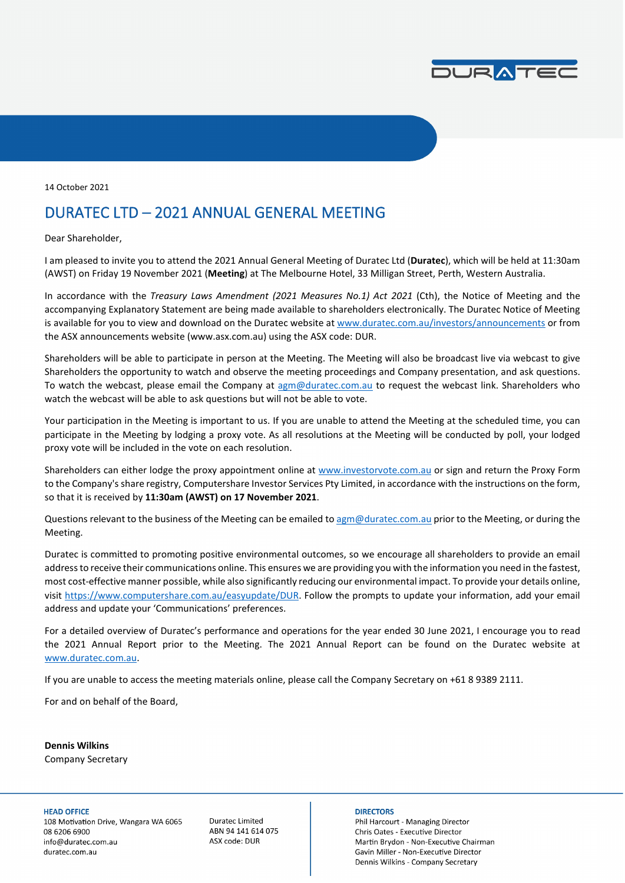14 October 2021

# DURATEC LTD – 2021 ANNUAL GENERAL MEETING

Dear Shareholder,

I am pleased to invite you to attend the 2021 Annual General Meeting of Duratec Ltd (**Duratec**), which will be held at 11:30am (AWST) on Friday 19 November 2021 (**Meeting**) at The Melbourne Hotel, 33 Milligan Street, Perth, Western Australia.

In accordance with the *Treasury Laws Amendment (2021 Measures No.1) Act 2021* (Cth), the Notice of Meeting and the accompanying Explanatory Statement are being made available to shareholders electronically. The Duratec Notice of Meeting is available for you to view and download on the Duratec website at www.duratec.com.au/investors/announcements or from the ASX announcements website (www.asx.com.au) using the ASX code: DUR.

Shareholders will be able to participate in person at the Meeting. The Meeting will also be broadcast live via webcast to give Shareholders the opportunity to watch and observe the meeting proceedings and Company presentation, and ask questions. To watch the webcast, please email the Company at agm@duratec.com.au to request the webcast link. Shareholders who watch the webcast will be able to ask questions but will not be able to vote.

Your participation in the Meeting is important to us. If you are unable to attend the Meeting at the scheduled time, you can participate in the Meeting by lodging a proxy vote. As all resolutions at the Meeting will be conducted by poll, your lodged proxy vote will be included in the vote on each resolution.

Shareholders can either lodge the proxy appointment online at www.investorvote.com.au or sign and return the Proxy Form to the Company's share registry, Computershare Investor Services Pty Limited, in accordance with the instructions on the form, so that it is received by **11:30am (AWST) on 17 November 2021**.

Questions relevant to the business of the Meeting can be emailed to agm@duratec.com.au prior to the Meeting, or during the Meeting.

Duratec is committed to promoting positive environmental outcomes, so we encourage all shareholders to provide an email address to receive their communications online. This ensures we are providing you with the information you need in the fastest, most cost-effective manner possible, while also significantly reducing our environmental impact. To provide your details online, visit https://www.computershare.com.au/easyupdate/DUR. Follow the prompts to update your information, add your email address and update your 'Communications' preferences.

For a detailed overview of Duratec's performance and operations for the year ended 30 June 2021, I encourage you to read the 2021 Annual Report prior to the Meeting. The 2021 Annual Report can be found on the Duratec website at www.duratec.com.au.

If you are unable to access the meeting materials online, please call the Company Secretary on +61 8 9389 2111.

For and on behalf of the Board,

**Dennis Wilkins**
Company Secretary

**HEAD OFFICE**
108 Motivation Drive, Wangara WA 6065
08 6206 6900
info@duratec.com.au
duratec.com.au

Duratec Limited
ABN 94 141 614 075
ASX code: DUR

**DIRECTORS**
Phil Harcourt - Managing Director
Chris Oates - Executive Director
Martin Brydon - Non-Executive Chairman
Gavin Miller - Non-Executive Director
Dennis Wilkins - Company Secretary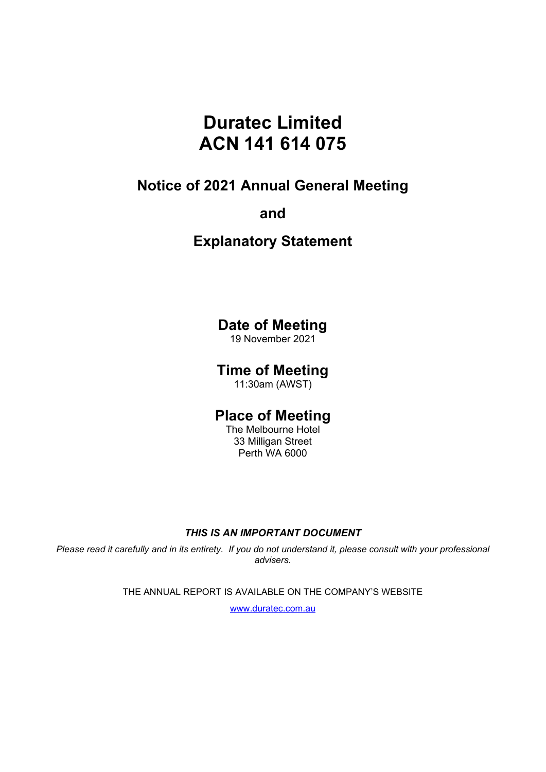# Duratec Limited
# ACN 141 614 075

## Notice of 2021 Annual General Meeting

## and

## Explanatory Statement

### Date of Meeting

19 November 2021

### Time of Meeting

11:30am (AWST)

### Place of Meeting

The Melbourne Hotel
33 Milligan Street
Perth WA 6000

***THIS IS AN IMPORTANT DOCUMENT***

*Please read it carefully and in its entirety. If you do not understand it, please consult with your professional advisers.*

THE ANNUAL REPORT IS AVAILABLE ON THE COMPANY'S WEBSITE

www.duratec.com.au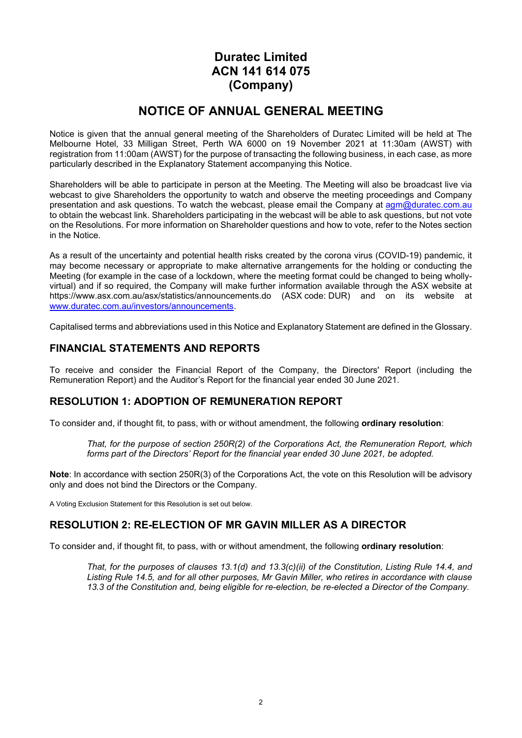# Duratec Limited
# ACN 141 614 075
# (Company)

# NOTICE OF ANNUAL GENERAL MEETING

Notice is given that the annual general meeting of the Shareholders of Duratec Limited will be held at The Melbourne Hotel, 33 Milligan Street, Perth WA 6000 on 19 November 2021 at 11:30am (AWST) with registration from 11:00am (AWST) for the purpose of transacting the following business, in each case, as more particularly described in the Explanatory Statement accompanying this Notice.

Shareholders will be able to participate in person at the Meeting. The Meeting will also be broadcast live via webcast to give Shareholders the opportunity to watch and observe the meeting proceedings and Company presentation and ask questions. To watch the webcast, please email the Company at agm@duratec.com.au to obtain the webcast link. Shareholders participating in the webcast will be able to ask questions, but not vote on the Resolutions. For more information on Shareholder questions and how to vote, refer to the Notes section in the Notice.

As a result of the uncertainty and potential health risks created by the corona virus (COVID-19) pandemic, it may become necessary or appropriate to make alternative arrangements for the holding or conducting the Meeting (for example in the case of a lockdown, where the meeting format could be changed to being wholly-virtual) and if so required, the Company will make further information available through the ASX website at https://www.asx.com.au/asx/statistics/announcements.do (ASX code: DUR) and on its website at www.duratec.com.au/investors/announcements.

Capitalised terms and abbreviations used in this Notice and Explanatory Statement are defined in the Glossary.

## FINANCIAL STATEMENTS AND REPORTS

To receive and consider the Financial Report of the Company, the Directors' Report (including the Remuneration Report) and the Auditor's Report for the financial year ended 30 June 2021.

## RESOLUTION 1: ADOPTION OF REMUNERATION REPORT

To consider and, if thought fit, to pass, with or without amendment, the following **ordinary resolution**:

> *That, for the purpose of section 250R(2) of the Corporations Act, the Remuneration Report, which forms part of the Directors' Report for the financial year ended 30 June 2021, be adopted.*

**Note**: In accordance with section 250R(3) of the Corporations Act, the vote on this Resolution will be advisory only and does not bind the Directors or the Company.

A Voting Exclusion Statement for this Resolution is set out below.

## RESOLUTION 2: RE-ELECTION OF MR GAVIN MILLER AS A DIRECTOR

To consider and, if thought fit, to pass, with or without amendment, the following **ordinary resolution**:

> *That, for the purposes of clauses 13.1(d) and 13.3(c)(ii) of the Constitution, Listing Rule 14.4, and Listing Rule 14.5, and for all other purposes, Mr Gavin Miller, who retires in accordance with clause 13.3 of the Constitution and, being eligible for re-election, be re-elected a Director of the Company.*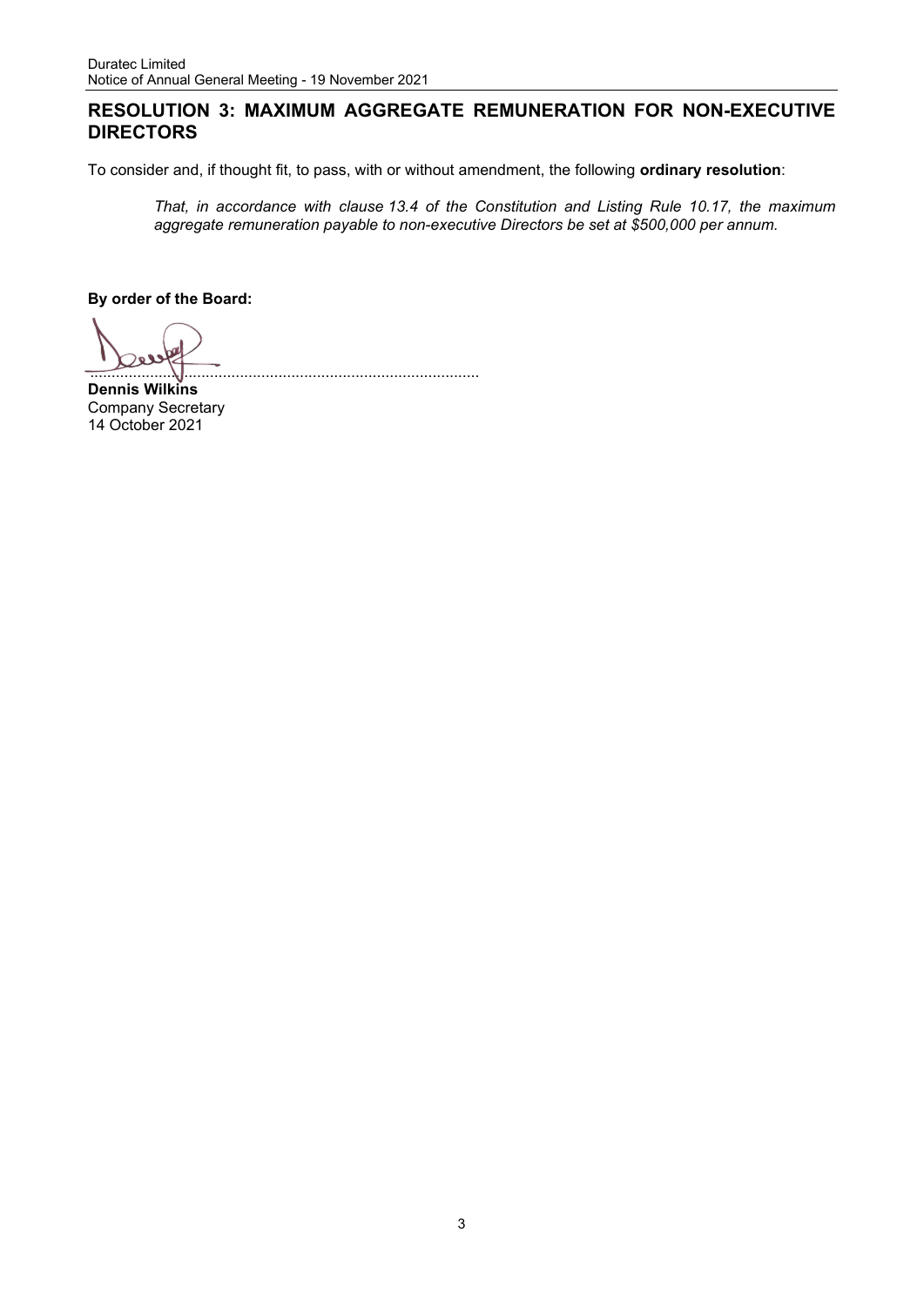## RESOLUTION 3: MAXIMUM AGGREGATE REMUNERATION FOR NON-EXECUTIVE DIRECTORS

To consider and, if thought fit, to pass, with or without amendment, the following **ordinary resolution**:

> *That, in accordance with clause 13.4 of the Constitution and Listing Rule 10.17, the maximum aggregate remuneration payable to non-executive Directors be set at $500,000 per annum.*

**By order of the Board:**

..........................................................................................

**Dennis Wilkins**
Company Secretary
14 October 2021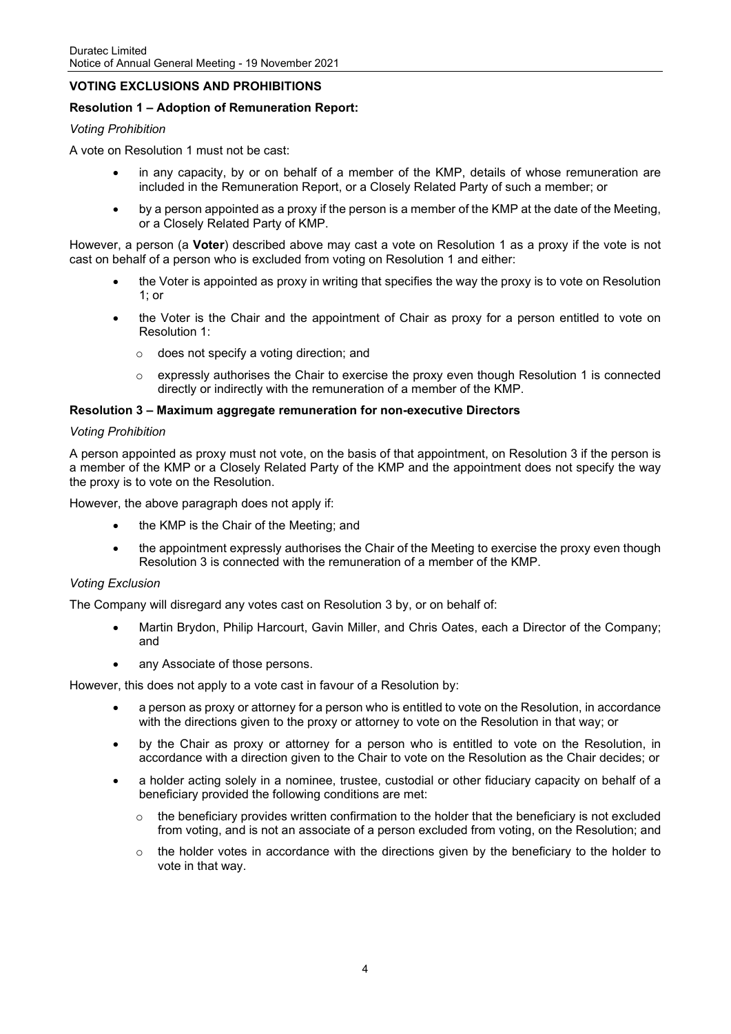## VOTING EXCLUSIONS AND PROHIBITIONS

### Resolution 1 – Adoption of Remuneration Report:

*Voting Prohibition*

A vote on Resolution 1 must not be cast:

- in any capacity, by or on behalf of a member of the KMP, details of whose remuneration are included in the Remuneration Report, or a Closely Related Party of such a member; or
- by a person appointed as a proxy if the person is a member of the KMP at the date of the Meeting, or a Closely Related Party of KMP.

However, a person (a **Voter**) described above may cast a vote on Resolution 1 as a proxy if the vote is not cast on behalf of a person who is excluded from voting on Resolution 1 and either:

- the Voter is appointed as proxy in writing that specifies the way the proxy is to vote on Resolution 1; or
- the Voter is the Chair and the appointment of Chair as proxy for a person entitled to vote on Resolution 1:
  - does not specify a voting direction; and
  - expressly authorises the Chair to exercise the proxy even though Resolution 1 is connected directly or indirectly with the remuneration of a member of the KMP.

### Resolution 3 – Maximum aggregate remuneration for non-executive Directors

*Voting Prohibition*

A person appointed as proxy must not vote, on the basis of that appointment, on Resolution 3 if the person is a member of the KMP or a Closely Related Party of the KMP and the appointment does not specify the way the proxy is to vote on the Resolution.

However, the above paragraph does not apply if:

- the KMP is the Chair of the Meeting; and
- the appointment expressly authorises the Chair of the Meeting to exercise the proxy even though Resolution 3 is connected with the remuneration of a member of the KMP.

*Voting Exclusion*

The Company will disregard any votes cast on Resolution 3 by, or on behalf of:

- Martin Brydon, Philip Harcourt, Gavin Miller, and Chris Oates, each a Director of the Company; and
- any Associate of those persons.

However, this does not apply to a vote cast in favour of a Resolution by:

- a person as proxy or attorney for a person who is entitled to vote on the Resolution, in accordance with the directions given to the proxy or attorney to vote on the Resolution in that way; or
- by the Chair as proxy or attorney for a person who is entitled to vote on the Resolution, in accordance with a direction given to the Chair to vote on the Resolution as the Chair decides; or
- a holder acting solely in a nominee, trustee, custodial or other fiduciary capacity on behalf of a beneficiary provided the following conditions are met:
  - the beneficiary provides written confirmation to the holder that the beneficiary is not excluded from voting, and is not an associate of a person excluded from voting, on the Resolution; and
  - the holder votes in accordance with the directions given by the beneficiary to the holder to vote in that way.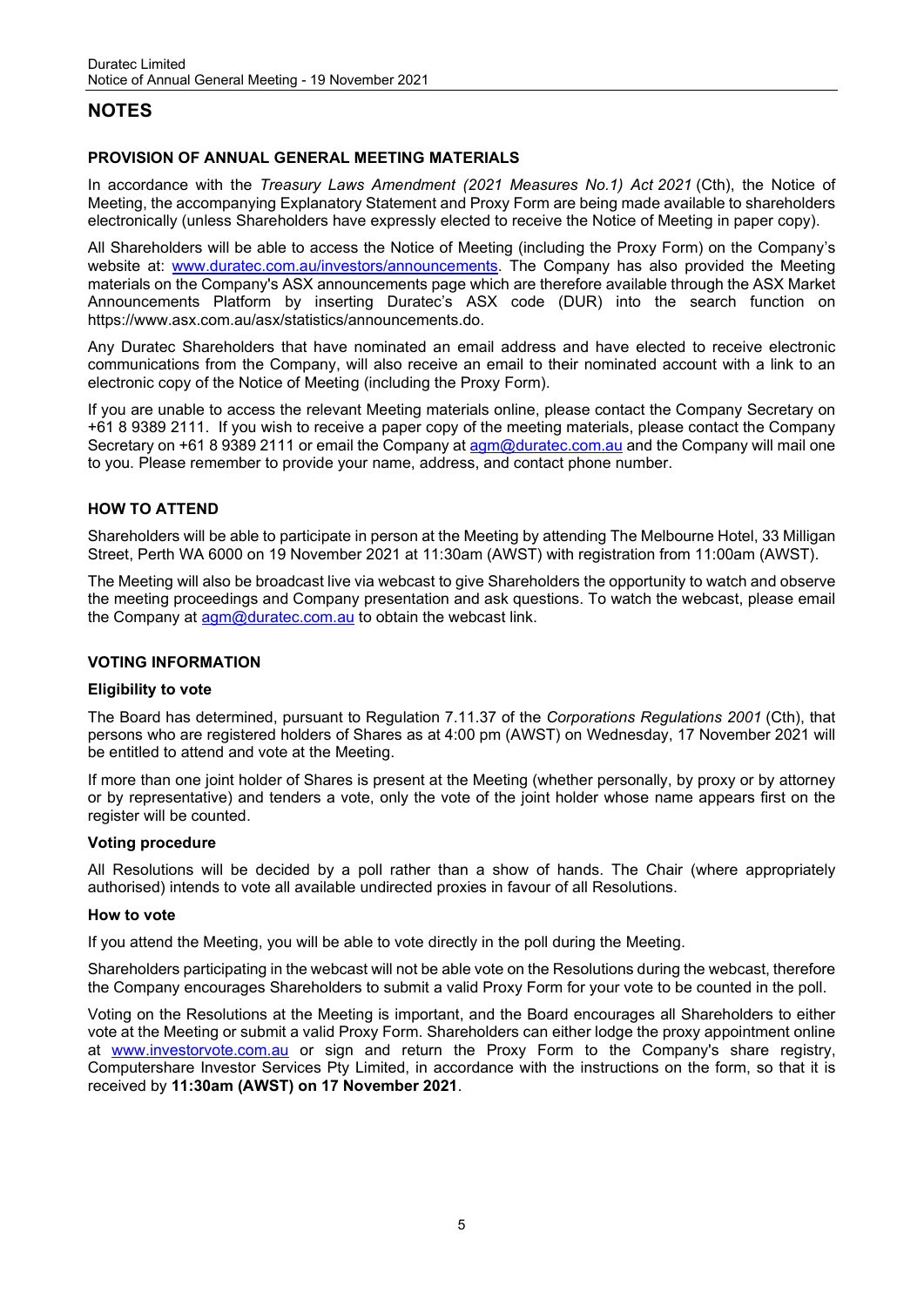# NOTES

## PROVISION OF ANNUAL GENERAL MEETING MATERIALS

In accordance with the *Treasury Laws Amendment (2021 Measures No.1) Act 2021* (Cth), the Notice of Meeting, the accompanying Explanatory Statement and Proxy Form are being made available to shareholders electronically (unless Shareholders have expressly elected to receive the Notice of Meeting in paper copy).

All Shareholders will be able to access the Notice of Meeting (including the Proxy Form) on the Company's website at: www.duratec.com.au/investors/announcements. The Company has also provided the Meeting materials on the Company's ASX announcements page which are therefore available through the ASX Market Announcements Platform by inserting Duratec's ASX code (DUR) into the search function on https://www.asx.com.au/asx/statistics/announcements.do.

Any Duratec Shareholders that have nominated an email address and have elected to receive electronic communications from the Company, will also receive an email to their nominated account with a link to an electronic copy of the Notice of Meeting (including the Proxy Form).

If you are unable to access the relevant Meeting materials online, please contact the Company Secretary on +61 8 9389 2111. If you wish to receive a paper copy of the meeting materials, please contact the Company Secretary on +61 8 9389 2111 or email the Company at agm@duratec.com.au and the Company will mail one to you. Please remember to provide your name, address, and contact phone number.

## HOW TO ATTEND

Shareholders will be able to participate in person at the Meeting by attending The Melbourne Hotel, 33 Milligan Street, Perth WA 6000 on 19 November 2021 at 11:30am (AWST) with registration from 11:00am (AWST).

The Meeting will also be broadcast live via webcast to give Shareholders the opportunity to watch and observe the meeting proceedings and Company presentation and ask questions. To watch the webcast, please email the Company at agm@duratec.com.au to obtain the webcast link.

## VOTING INFORMATION

### Eligibility to vote

The Board has determined, pursuant to Regulation 7.11.37 of the *Corporations Regulations 2001* (Cth), that persons who are registered holders of Shares as at 4:00 pm (AWST) on Wednesday, 17 November 2021 will be entitled to attend and vote at the Meeting.

If more than one joint holder of Shares is present at the Meeting (whether personally, by proxy or by attorney or by representative) and tenders a vote, only the vote of the joint holder whose name appears first on the register will be counted.

### Voting procedure

All Resolutions will be decided by a poll rather than a show of hands. The Chair (where appropriately authorised) intends to vote all available undirected proxies in favour of all Resolutions.

### How to vote

If you attend the Meeting, you will be able to vote directly in the poll during the Meeting.

Shareholders participating in the webcast will not be able vote on the Resolutions during the webcast, therefore the Company encourages Shareholders to submit a valid Proxy Form for your vote to be counted in the poll.

Voting on the Resolutions at the Meeting is important, and the Board encourages all Shareholders to either vote at the Meeting or submit a valid Proxy Form. Shareholders can either lodge the proxy appointment online at www.investorvote.com.au or sign and return the Proxy Form to the Company's share registry, Computershare Investor Services Pty Limited, in accordance with the instructions on the form, so that it is received by **11:30am (AWST) on 17 November 2021**.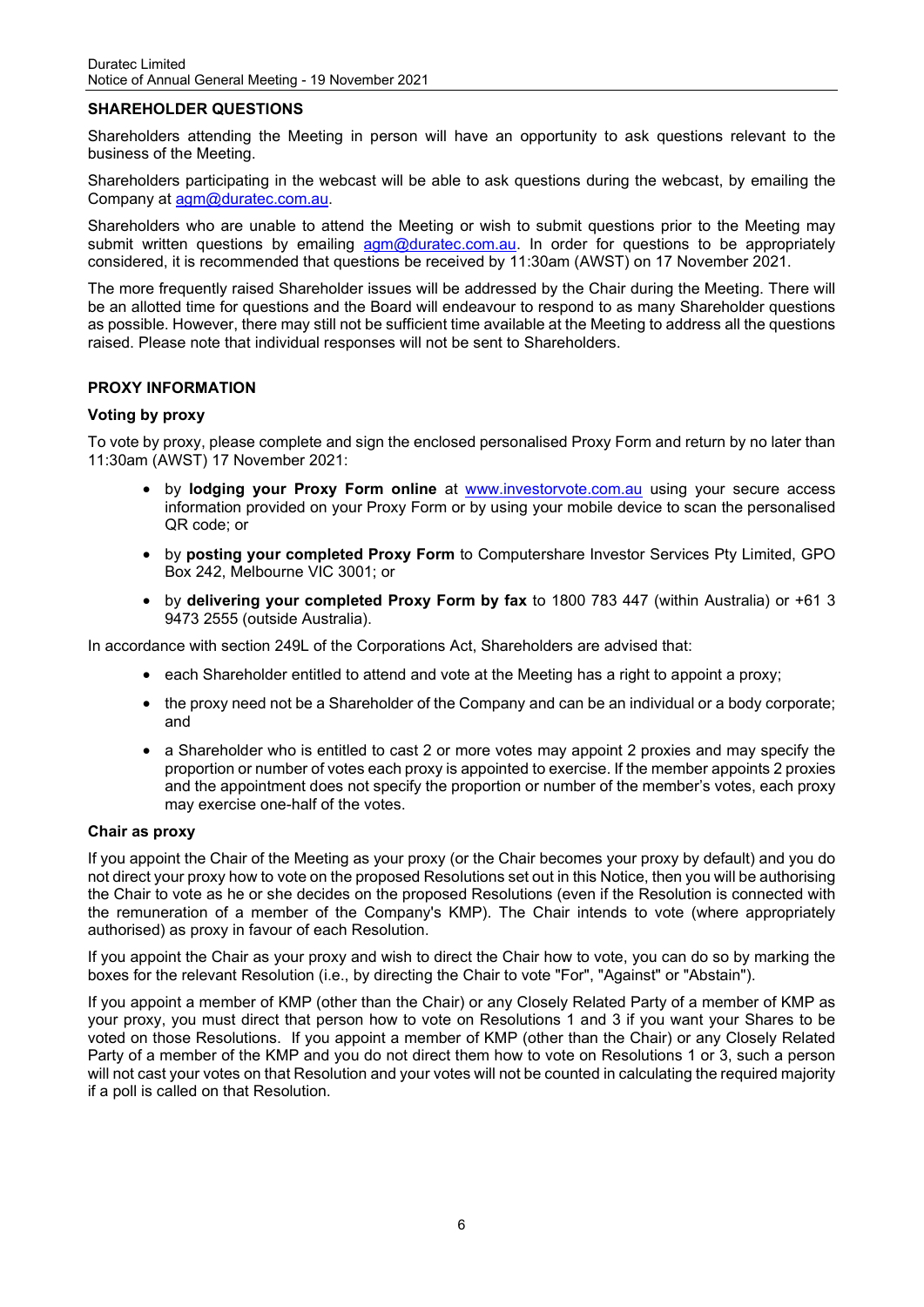## SHAREHOLDER QUESTIONS

Shareholders attending the Meeting in person will have an opportunity to ask questions relevant to the business of the Meeting.

Shareholders participating in the webcast will be able to ask questions during the webcast, by emailing the Company at agm@duratec.com.au.

Shareholders who are unable to attend the Meeting or wish to submit questions prior to the Meeting may submit written questions by emailing agm@duratec.com.au. In order for questions to be appropriately considered, it is recommended that questions be received by 11:30am (AWST) on 17 November 2021.

The more frequently raised Shareholder issues will be addressed by the Chair during the Meeting. There will be an allotted time for questions and the Board will endeavour to respond to as many Shareholder questions as possible. However, there may still not be sufficient time available at the Meeting to address all the questions raised. Please note that individual responses will not be sent to Shareholders.

## PROXY INFORMATION

### Voting by proxy

To vote by proxy, please complete and sign the enclosed personalised Proxy Form and return by no later than 11:30am (AWST) 17 November 2021:

- by **lodging your Proxy Form online** at www.investorvote.com.au using your secure access information provided on your Proxy Form or by using your mobile device to scan the personalised QR code; or
- by **posting your completed Proxy Form** to Computershare Investor Services Pty Limited, GPO Box 242, Melbourne VIC 3001; or
- by **delivering your completed Proxy Form by fax** to 1800 783 447 (within Australia) or +61 3 9473 2555 (outside Australia).

In accordance with section 249L of the Corporations Act, Shareholders are advised that:

- each Shareholder entitled to attend and vote at the Meeting has a right to appoint a proxy;
- the proxy need not be a Shareholder of the Company and can be an individual or a body corporate; and
- a Shareholder who is entitled to cast 2 or more votes may appoint 2 proxies and may specify the proportion or number of votes each proxy is appointed to exercise. If the member appoints 2 proxies and the appointment does not specify the proportion or number of the member's votes, each proxy may exercise one-half of the votes.

### Chair as proxy

If you appoint the Chair of the Meeting as your proxy (or the Chair becomes your proxy by default) and you do not direct your proxy how to vote on the proposed Resolutions set out in this Notice, then you will be authorising the Chair to vote as he or she decides on the proposed Resolutions (even if the Resolution is connected with the remuneration of a member of the Company's KMP). The Chair intends to vote (where appropriately authorised) as proxy in favour of each Resolution.

If you appoint the Chair as your proxy and wish to direct the Chair how to vote, you can do so by marking the boxes for the relevant Resolution (i.e., by directing the Chair to vote "For", "Against" or "Abstain").

If you appoint a member of KMP (other than the Chair) or any Closely Related Party of a member of KMP as your proxy, you must direct that person how to vote on Resolutions 1 and 3 if you want your Shares to be voted on those Resolutions. If you appoint a member of KMP (other than the Chair) or any Closely Related Party of a member of the KMP and you do not direct them how to vote on Resolutions 1 or 3, such a person will not cast your votes on that Resolution and your votes will not be counted in calculating the required majority if a poll is called on that Resolution.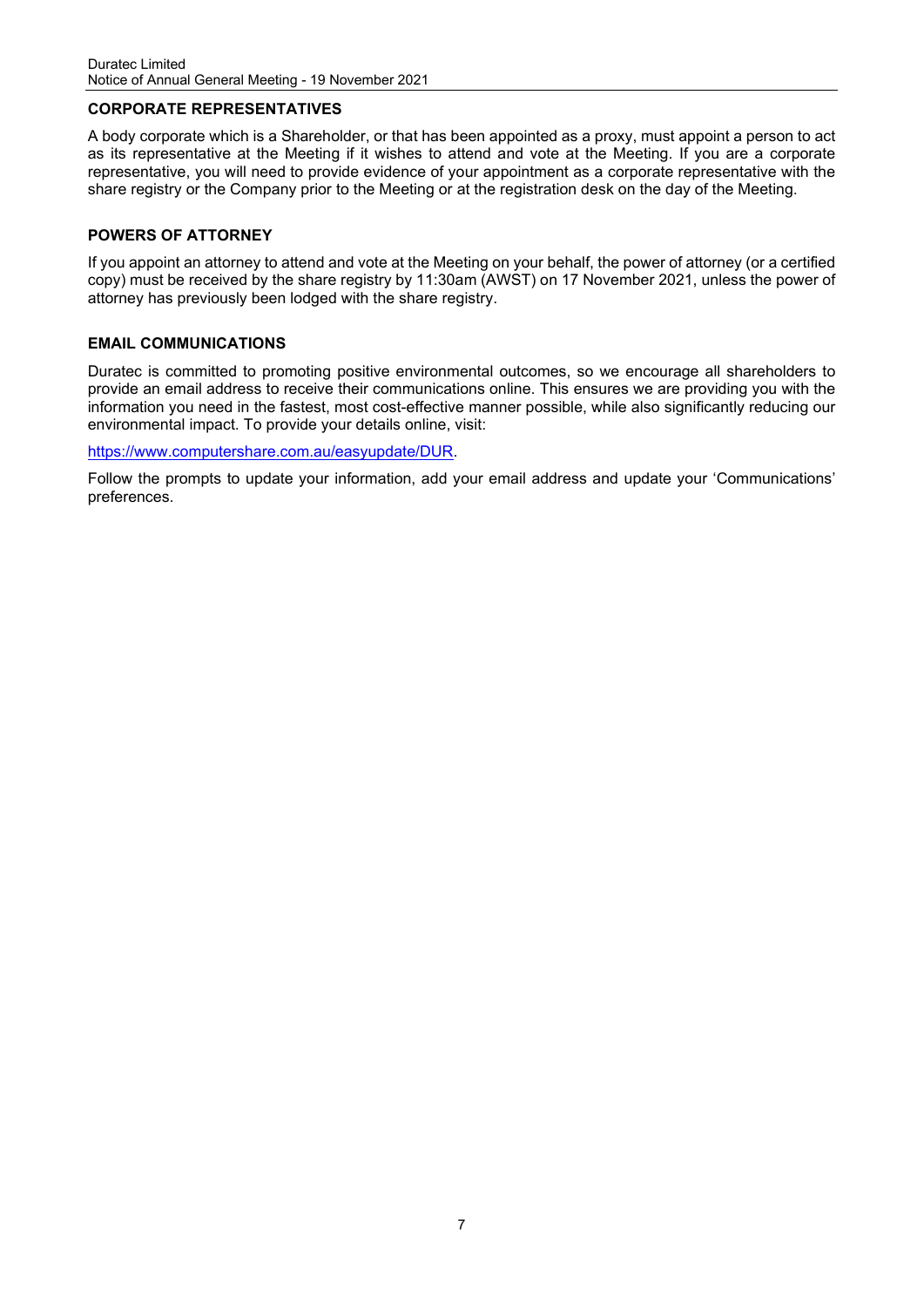## CORPORATE REPRESENTATIVES

A body corporate which is a Shareholder, or that has been appointed as a proxy, must appoint a person to act as its representative at the Meeting if it wishes to attend and vote at the Meeting. If you are a corporate representative, you will need to provide evidence of your appointment as a corporate representative with the share registry or the Company prior to the Meeting or at the registration desk on the day of the Meeting.

## POWERS OF ATTORNEY

If you appoint an attorney to attend and vote at the Meeting on your behalf, the power of attorney (or a certified copy) must be received by the share registry by 11:30am (AWST) on 17 November 2021, unless the power of attorney has previously been lodged with the share registry.

## EMAIL COMMUNICATIONS

Duratec is committed to promoting positive environmental outcomes, so we encourage all shareholders to provide an email address to receive their communications online. This ensures we are providing you with the information you need in the fastest, most cost-effective manner possible, while also significantly reducing our environmental impact. To provide your details online, visit:

https://www.computershare.com.au/easyupdate/DUR.

Follow the prompts to update your information, add your email address and update your 'Communications' preferences.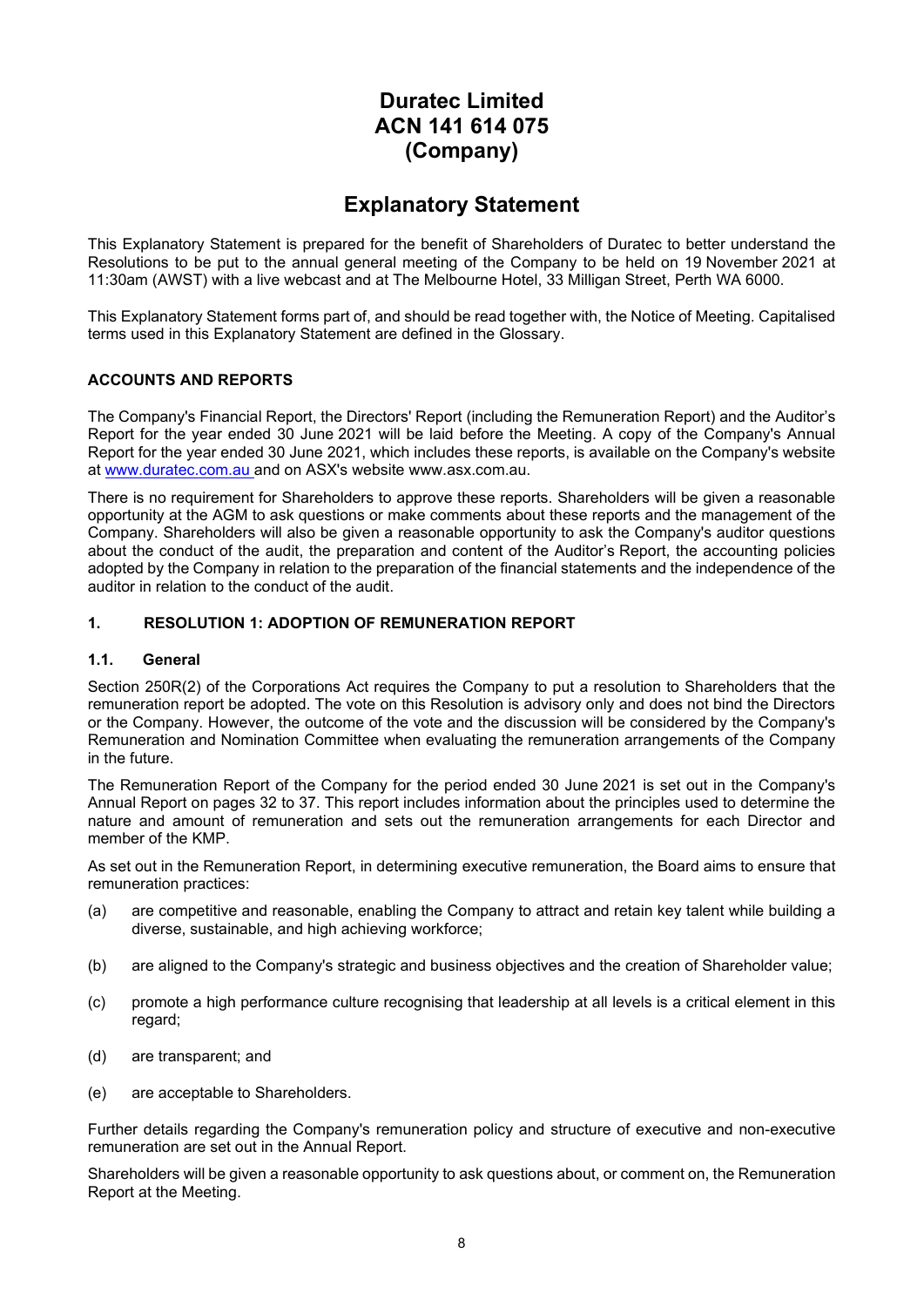# Duratec Limited
# ACN 141 614 075
# (Company)

## Explanatory Statement

This Explanatory Statement is prepared for the benefit of Shareholders of Duratec to better understand the Resolutions to be put to the annual general meeting of the Company to be held on 19 November 2021 at 11:30am (AWST) with a live webcast and at The Melbourne Hotel, 33 Milligan Street, Perth WA 6000.

This Explanatory Statement forms part of, and should be read together with, the Notice of Meeting. Capitalised terms used in this Explanatory Statement are defined in the Glossary.

**ACCOUNTS AND REPORTS**

The Company's Financial Report, the Directors' Report (including the Remuneration Report) and the Auditor's Report for the year ended 30 June 2021 will be laid before the Meeting. A copy of the Company's Annual Report for the year ended 30 June 2021, which includes these reports, is available on the Company's website at www.duratec.com.au and on ASX's website www.asx.com.au.

There is no requirement for Shareholders to approve these reports. Shareholders will be given a reasonable opportunity at the AGM to ask questions or make comments about these reports and the management of the Company. Shareholders will also be given a reasonable opportunity to ask the Company's auditor questions about the conduct of the audit, the preparation and content of the Auditor's Report, the accounting policies adopted by the Company in relation to the preparation of the financial statements and the independence of the auditor in relation to the conduct of the audit.

### 1. RESOLUTION 1: ADOPTION OF REMUNERATION REPORT

#### 1.1. General

Section 250R(2) of the Corporations Act requires the Company to put a resolution to Shareholders that the remuneration report be adopted. The vote on this Resolution is advisory only and does not bind the Directors or the Company. However, the outcome of the vote and the discussion will be considered by the Company's Remuneration and Nomination Committee when evaluating the remuneration arrangements of the Company in the future.

The Remuneration Report of the Company for the period ended 30 June 2021 is set out in the Company's Annual Report on pages 32 to 37. This report includes information about the principles used to determine the nature and amount of remuneration and sets out the remuneration arrangements for each Director and member of the KMP.

As set out in the Remuneration Report, in determining executive remuneration, the Board aims to ensure that remuneration practices:

(a) are competitive and reasonable, enabling the Company to attract and retain key talent while building a diverse, sustainable, and high achieving workforce;

(b) are aligned to the Company's strategic and business objectives and the creation of Shareholder value;

(c) promote a high performance culture recognising that leadership at all levels is a critical element in this regard;

(d) are transparent; and

(e) are acceptable to Shareholders.

Further details regarding the Company's remuneration policy and structure of executive and non-executive remuneration are set out in the Annual Report.

Shareholders will be given a reasonable opportunity to ask questions about, or comment on, the Remuneration Report at the Meeting.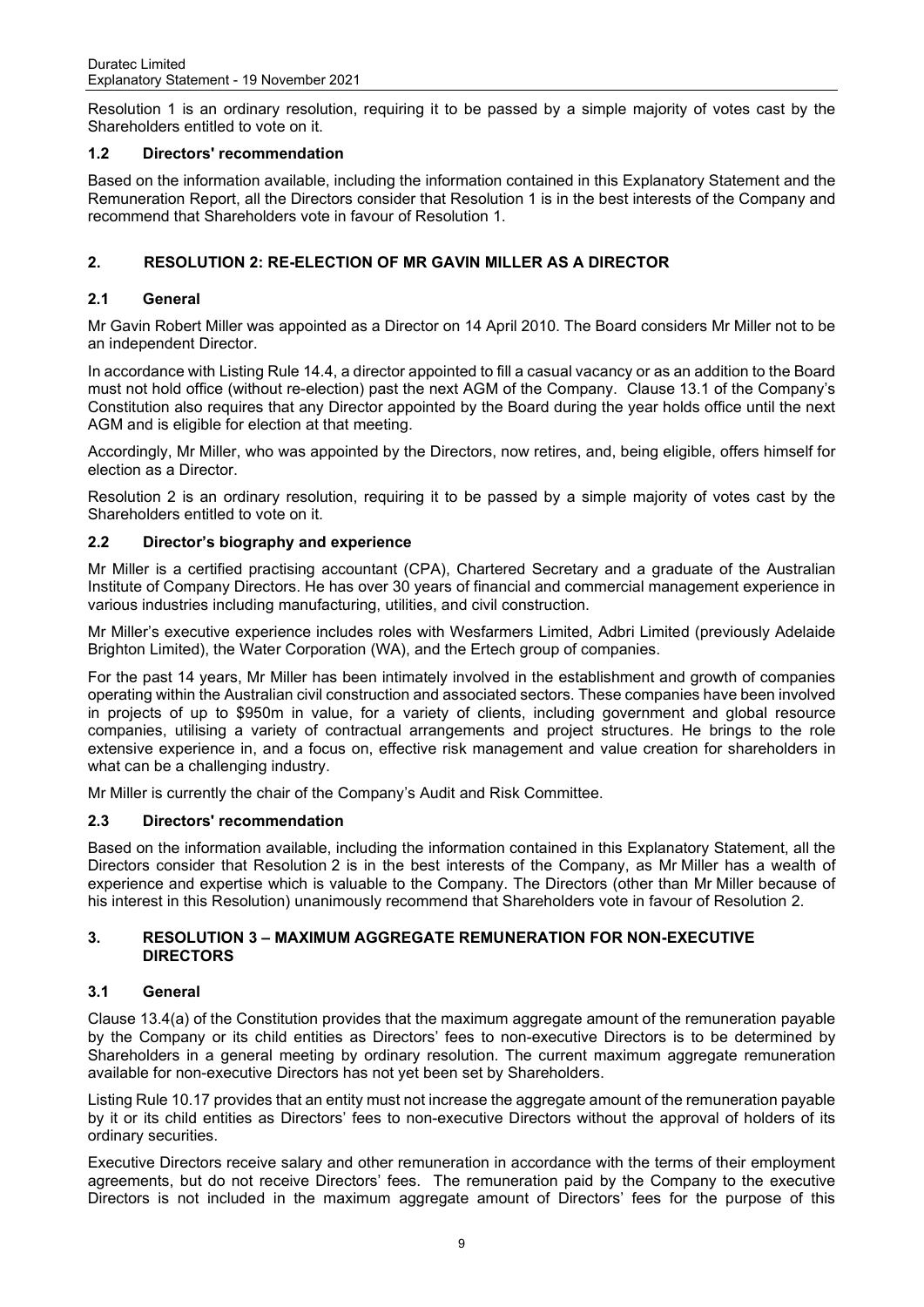Resolution 1 is an ordinary resolution, requiring it to be passed by a simple majority of votes cast by the Shareholders entitled to vote on it.

### 1.2 Directors' recommendation

Based on the information available, including the information contained in this Explanatory Statement and the Remuneration Report, all the Directors consider that Resolution 1 is in the best interests of the Company and recommend that Shareholders vote in favour of Resolution 1.

## 2. RESOLUTION 2: RE-ELECTION OF MR GAVIN MILLER AS A DIRECTOR

### 2.1 General

Mr Gavin Robert Miller was appointed as a Director on 14 April 2010. The Board considers Mr Miller not to be an independent Director.

In accordance with Listing Rule 14.4, a director appointed to fill a casual vacancy or as an addition to the Board must not hold office (without re-election) past the next AGM of the Company. Clause 13.1 of the Company's Constitution also requires that any Director appointed by the Board during the year holds office until the next AGM and is eligible for election at that meeting.

Accordingly, Mr Miller, who was appointed by the Directors, now retires, and, being eligible, offers himself for election as a Director.

Resolution 2 is an ordinary resolution, requiring it to be passed by a simple majority of votes cast by the Shareholders entitled to vote on it.

### 2.2 Director's biography and experience

Mr Miller is a certified practising accountant (CPA), Chartered Secretary and a graduate of the Australian Institute of Company Directors. He has over 30 years of financial and commercial management experience in various industries including manufacturing, utilities, and civil construction.

Mr Miller's executive experience includes roles with Wesfarmers Limited, Adbri Limited (previously Adelaide Brighton Limited), the Water Corporation (WA), and the Ertech group of companies.

For the past 14 years, Mr Miller has been intimately involved in the establishment and growth of companies operating within the Australian civil construction and associated sectors. These companies have been involved in projects of up to $950m in value, for a variety of clients, including government and global resource companies, utilising a variety of contractual arrangements and project structures. He brings to the role extensive experience in, and a focus on, effective risk management and value creation for shareholders in what can be a challenging industry.

Mr Miller is currently the chair of the Company's Audit and Risk Committee.

### 2.3 Directors' recommendation

Based on the information available, including the information contained in this Explanatory Statement, all the Directors consider that Resolution 2 is in the best interests of the Company, as Mr Miller has a wealth of experience and expertise which is valuable to the Company. The Directors (other than Mr Miller because of his interest in this Resolution) unanimously recommend that Shareholders vote in favour of Resolution 2.

## 3. RESOLUTION 3 – MAXIMUM AGGREGATE REMUNERATION FOR NON-EXECUTIVE DIRECTORS

### 3.1 General

Clause 13.4(a) of the Constitution provides that the maximum aggregate amount of the remuneration payable by the Company or its child entities as Directors' fees to non-executive Directors is to be determined by Shareholders in a general meeting by ordinary resolution. The current maximum aggregate remuneration available for non-executive Directors has not yet been set by Shareholders.

Listing Rule 10.17 provides that an entity must not increase the aggregate amount of the remuneration payable by it or its child entities as Directors' fees to non-executive Directors without the approval of holders of its ordinary securities.

Executive Directors receive salary and other remuneration in accordance with the terms of their employment agreements, but do not receive Directors' fees. The remuneration paid by the Company to the executive Directors is not included in the maximum aggregate amount of Directors' fees for the purpose of this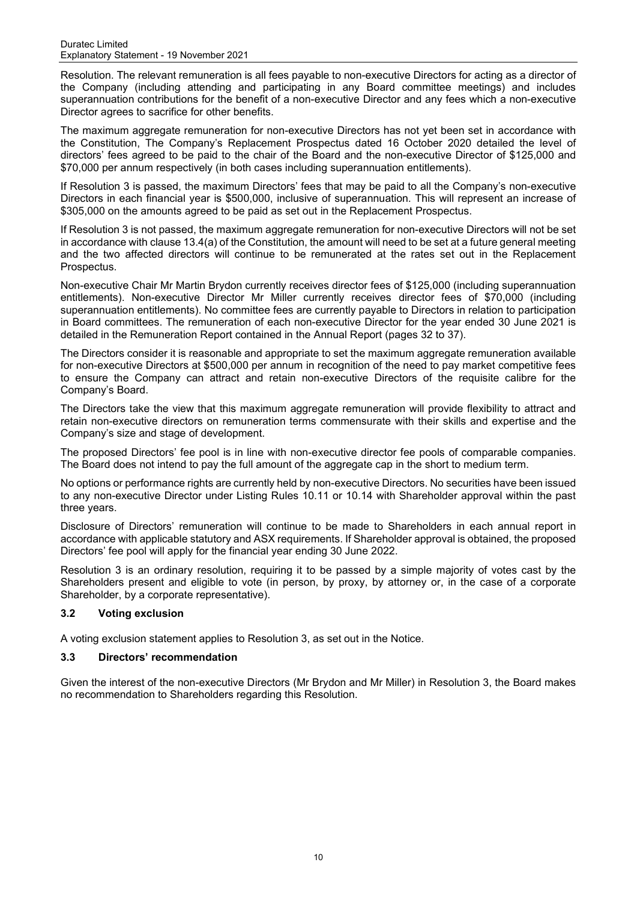Resolution. The relevant remuneration is all fees payable to non-executive Directors for acting as a director of the Company (including attending and participating in any Board committee meetings) and includes superannuation contributions for the benefit of a non-executive Director and any fees which a non-executive Director agrees to sacrifice for other benefits.

The maximum aggregate remuneration for non-executive Directors has not yet been set in accordance with the Constitution, The Company's Replacement Prospectus dated 16 October 2020 detailed the level of directors' fees agreed to be paid to the chair of the Board and the non-executive Director of $125,000 and $70,000 per annum respectively (in both cases including superannuation entitlements).

If Resolution 3 is passed, the maximum Directors' fees that may be paid to all the Company's non-executive Directors in each financial year is $500,000, inclusive of superannuation. This will represent an increase of $305,000 on the amounts agreed to be paid as set out in the Replacement Prospectus.

If Resolution 3 is not passed, the maximum aggregate remuneration for non-executive Directors will not be set in accordance with clause 13.4(a) of the Constitution, the amount will need to be set at a future general meeting and the two affected directors will continue to be remunerated at the rates set out in the Replacement Prospectus.

Non-executive Chair Mr Martin Brydon currently receives director fees of $125,000 (including superannuation entitlements). Non-executive Director Mr Miller currently receives director fees of $70,000 (including superannuation entitlements). No committee fees are currently payable to Directors in relation to participation in Board committees. The remuneration of each non-executive Director for the year ended 30 June 2021 is detailed in the Remuneration Report contained in the Annual Report (pages 32 to 37).

The Directors consider it is reasonable and appropriate to set the maximum aggregate remuneration available for non-executive Directors at $500,000 per annum in recognition of the need to pay market competitive fees to ensure the Company can attract and retain non-executive Directors of the requisite calibre for the Company's Board.

The Directors take the view that this maximum aggregate remuneration will provide flexibility to attract and retain non-executive directors on remuneration terms commensurate with their skills and expertise and the Company's size and stage of development.

The proposed Directors' fee pool is in line with non-executive director fee pools of comparable companies. The Board does not intend to pay the full amount of the aggregate cap in the short to medium term.

No options or performance rights are currently held by non-executive Directors. No securities have been issued to any non-executive Director under Listing Rules 10.11 or 10.14 with Shareholder approval within the past three years.

Disclosure of Directors' remuneration will continue to be made to Shareholders in each annual report in accordance with applicable statutory and ASX requirements. If Shareholder approval is obtained, the proposed Directors' fee pool will apply for the financial year ending 30 June 2022.

Resolution 3 is an ordinary resolution, requiring it to be passed by a simple majority of votes cast by the Shareholders present and eligible to vote (in person, by proxy, by attorney or, in the case of a corporate Shareholder, by a corporate representative).

### 3.2 Voting exclusion

A voting exclusion statement applies to Resolution 3, as set out in the Notice.

### 3.3 Directors' recommendation

Given the interest of the non-executive Directors (Mr Brydon and Mr Miller) in Resolution 3, the Board makes no recommendation to Shareholders regarding this Resolution.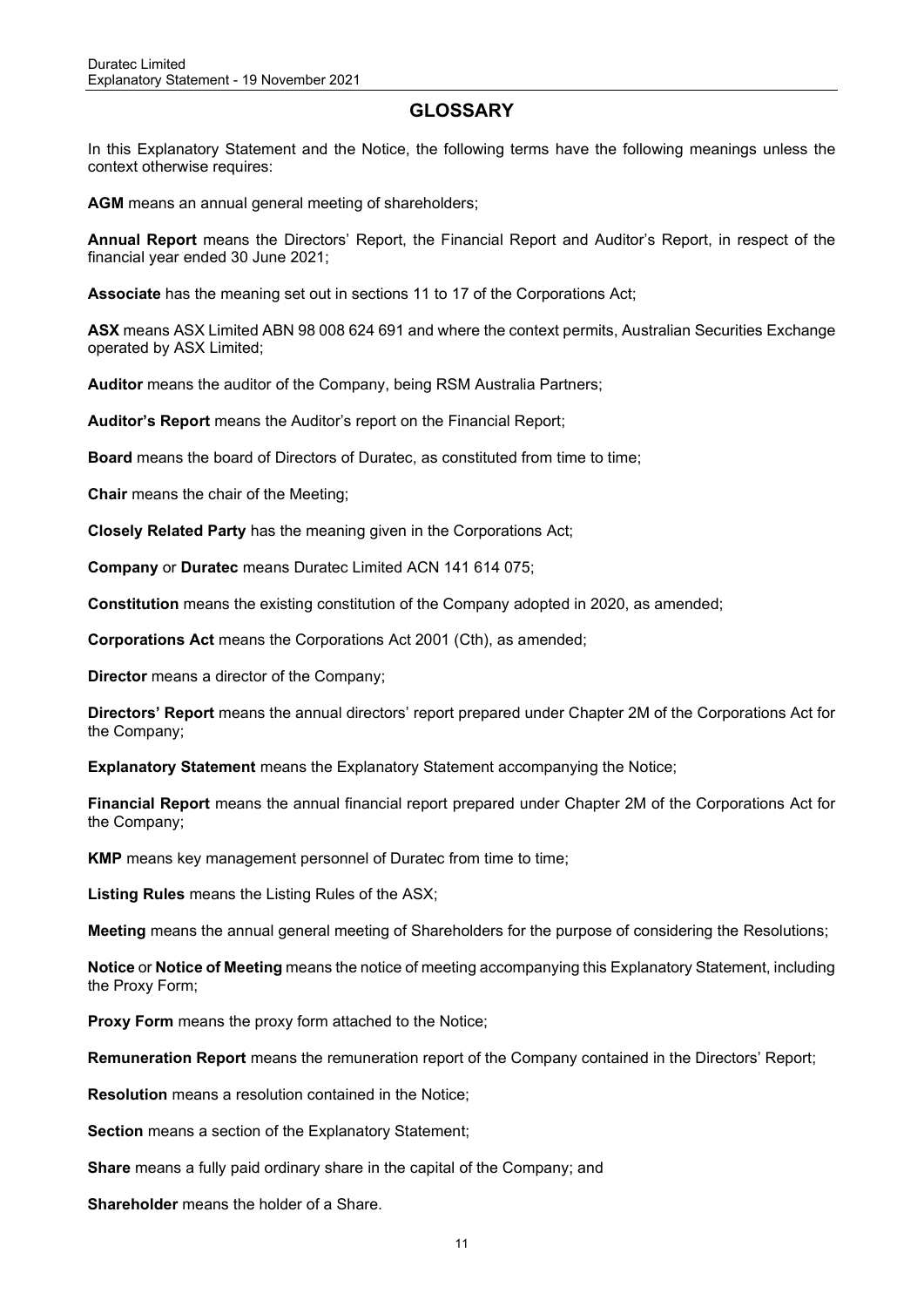## GLOSSARY

In this Explanatory Statement and the Notice, the following terms have the following meanings unless the context otherwise requires:

**AGM** means an annual general meeting of shareholders;

**Annual Report** means the Directors' Report, the Financial Report and Auditor's Report, in respect of the financial year ended 30 June 2021;

**Associate** has the meaning set out in sections 11 to 17 of the Corporations Act;

**ASX** means ASX Limited ABN 98 008 624 691 and where the context permits, Australian Securities Exchange operated by ASX Limited;

**Auditor** means the auditor of the Company, being RSM Australia Partners;

**Auditor's Report** means the Auditor's report on the Financial Report;

**Board** means the board of Directors of Duratec, as constituted from time to time;

**Chair** means the chair of the Meeting;

**Closely Related Party** has the meaning given in the Corporations Act;

**Company** or **Duratec** means Duratec Limited ACN 141 614 075;

**Constitution** means the existing constitution of the Company adopted in 2020, as amended;

**Corporations Act** means the Corporations Act 2001 (Cth), as amended;

**Director** means a director of the Company;

**Directors' Report** means the annual directors' report prepared under Chapter 2M of the Corporations Act for the Company;

**Explanatory Statement** means the Explanatory Statement accompanying the Notice;

**Financial Report** means the annual financial report prepared under Chapter 2M of the Corporations Act for the Company;

**KMP** means key management personnel of Duratec from time to time;

**Listing Rules** means the Listing Rules of the ASX;

**Meeting** means the annual general meeting of Shareholders for the purpose of considering the Resolutions;

**Notice** or **Notice of Meeting** means the notice of meeting accompanying this Explanatory Statement, including the Proxy Form;

**Proxy Form** means the proxy form attached to the Notice;

**Remuneration Report** means the remuneration report of the Company contained in the Directors' Report;

**Resolution** means a resolution contained in the Notice;

**Section** means a section of the Explanatory Statement;

**Share** means a fully paid ordinary share in the capital of the Company; and

**Shareholder** means the holder of a Share.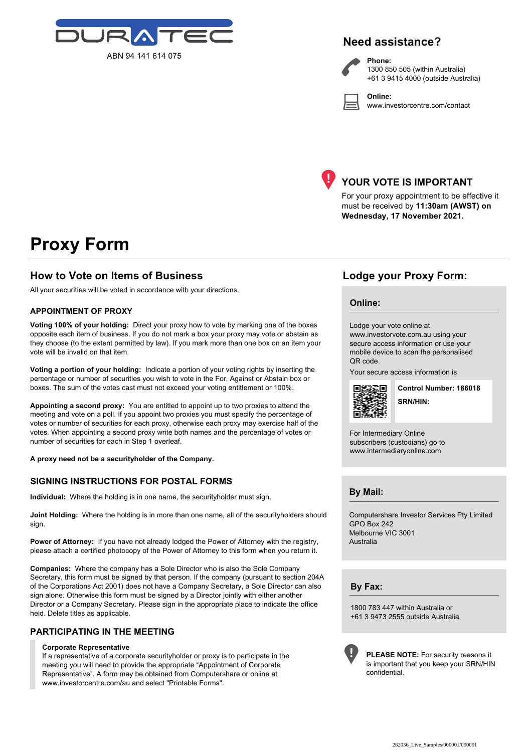DURATEC

ABN 94 141 614 075

## Need assistance?

**Phone:**
1300 850 505 (within Australia)
+61 3 9415 4000 (outside Australia)

**Online:**
www.investorcentre.com/contact

## YOUR VOTE IS IMPORTANT

For your proxy appointment to be effective it must be received by **11:30am (AWST) on Wednesday, 17 November 2021.**

# Proxy Form

## How to Vote on Items of Business

All your securities will be voted in accordance with your directions.

### APPOINTMENT OF PROXY

**Voting 100% of your holding:** Direct your proxy how to vote by marking one of the boxes opposite each item of business. If you do not mark a box your proxy may vote or abstain as they choose (to the extent permitted by law). If you mark more than one box on an item your vote will be invalid on that item.

**Voting a portion of your holding:** Indicate a portion of your voting rights by inserting the percentage or number of securities you wish to vote in the For, Against or Abstain box or boxes. The sum of the votes cast must not exceed your voting entitlement or 100%.

**Appointing a second proxy:** You are entitled to appoint up to two proxies to attend the meeting and vote on a poll. If you appoint two proxies you must specify the percentage of votes or number of securities for each proxy, otherwise each proxy may exercise half of the votes. When appointing a second proxy write both names and the percentage of votes or number of securities for each in Step 1 overleaf.

**A proxy need not be a securityholder of the Company.**

### SIGNING INSTRUCTIONS FOR POSTAL FORMS

**Individual:** Where the holding is in one name, the securityholder must sign.

**Joint Holding:** Where the holding is in more than one name, all of the securityholders should sign.

**Power of Attorney:** If you have not already lodged the Power of Attorney with the registry, please attach a certified photocopy of the Power of Attorney to this form when you return it.

**Companies:** Where the company has a Sole Director who is also the Sole Company Secretary, this form must be signed by that person. If the company (pursuant to section 204A of the Corporations Act 2001) does not have a Company Secretary, a Sole Director can also sign alone. Otherwise this form must be signed by a Director jointly with either another Director or a Company Secretary. Please sign in the appropriate place to indicate the office held. Delete titles as applicable.

### PARTICIPATING IN THE MEETING

**Corporate Representative**
If a representative of a corporate securityholder or proxy is to participate in the meeting you will need to provide the appropriate "Appointment of Corporate Representative". A form may be obtained from Computershare or online at www.investorcentre.com/au and select "Printable Forms".

## Lodge your Proxy Form:

### Online:

Lodge your vote online at www.investorvote.com.au using your secure access information or use your mobile device to scan the personalised QR code.

Your secure access information is

**Control Number: 186018**

**SRN/HIN:**

For Intermediary Online subscribers (custodians) go to www.intermediaryonline.com

### By Mail:

Computershare Investor Services Pty Limited
GPO Box 242
Melbourne VIC 3001
Australia

### By Fax:

1800 783 447 within Australia or
+61 3 9473 2555 outside Australia

**PLEASE NOTE:** For security reasons it is important that you keep your SRN/HIN confidential.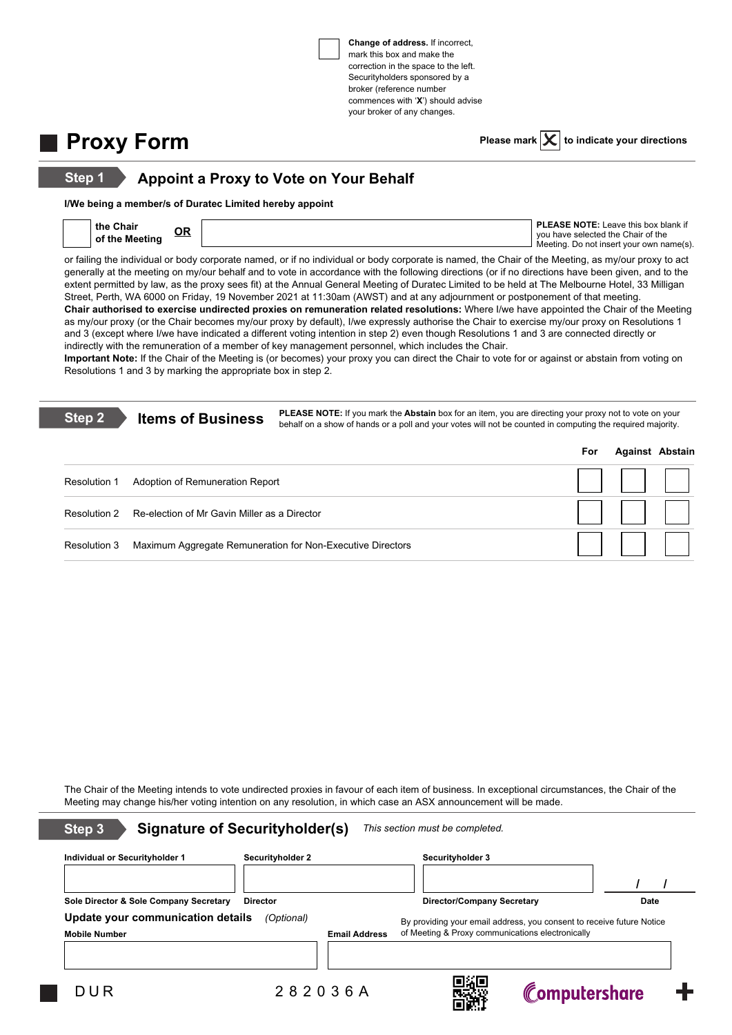Change of address. If incorrect, mark this box and make the correction in the space to the left. Securityholders sponsored by a broker (reference number commences with '**X**') should advise your broker of any changes.

# Proxy Form

Please mark X to indicate your directions

## Step 1 Appoint a Proxy to Vote on Your Behalf

**I/We being a member/s of Duratec Limited hereby appoint**

the Chair of the Meeting **OR**

**PLEASE NOTE:** Leave this box blank if you have selected the Chair of the Meeting. Do not insert your own name(s).

or failing the individual or body corporate named, or if no individual or body corporate is named, the Chair of the Meeting, as my/our proxy to act generally at the meeting on my/our behalf and to vote in accordance with the following directions (or if no directions have been given, and to the extent permitted by law, as the proxy sees fit) at the Annual General Meeting of Duratec Limited to be held at The Melbourne Hotel, 33 Milligan Street, Perth, WA 6000 on Friday, 19 November 2021 at 11:30am (AWST) and at any adjournment or postponement of that meeting.

**Chair authorised to exercise undirected proxies on remuneration related resolutions:** Where I/we have appointed the Chair of the Meeting as my/our proxy (or the Chair becomes my/our proxy by default), I/we expressly authorise the Chair to exercise my/our proxy on Resolutions 1 and 3 (except where I/we have indicated a different voting intention in step 2) even though Resolutions 1 and 3 are connected directly or indirectly with the remuneration of a member of key management personnel, which includes the Chair.

**Important Note:** If the Chair of the Meeting is (or becomes) your proxy you can direct the Chair to vote for or against or abstain from voting on Resolutions 1 and 3 by marking the appropriate box in step 2.

## Step 2 Items of Business

**PLEASE NOTE:** If you mark the **Abstain** box for an item, you are directing your proxy not to vote on your behalf on a show of hands or a poll and your votes will not be counted in computing the required majority.

| | | For | Against | Abstain |
|---|---|---|---|---|
| Resolution 1 | Adoption of Remuneration Report | | | |
| Resolution 2 | Re-election of Mr Gavin Miller as a Director | | | |
| Resolution 3 | Maximum Aggregate Remuneration for Non-Executive Directors | | | |

The Chair of the Meeting intends to vote undirected proxies in favour of each item of business. In exceptional circumstances, the Chair of the Meeting may change his/her voting intention on any resolution, in which case an ASX announcement will be made.

## Step 3 Signature of Securityholder(s)

*This section must be completed.*

| Individual or Securityholder 1 | Securityholder 2 | Securityholder 3 | |
|---|---|---|---|
| | | | / / |
| Sole Director & Sole Company Secretary | Director | Director/Company Secretary | Date |

**Update your communication details** *(Optional)*

By providing your email address, you consent to receive future Notice of Meeting & Proxy communications electronically

**Mobile Number** **Email Address**

DUR 282036A

Computershare